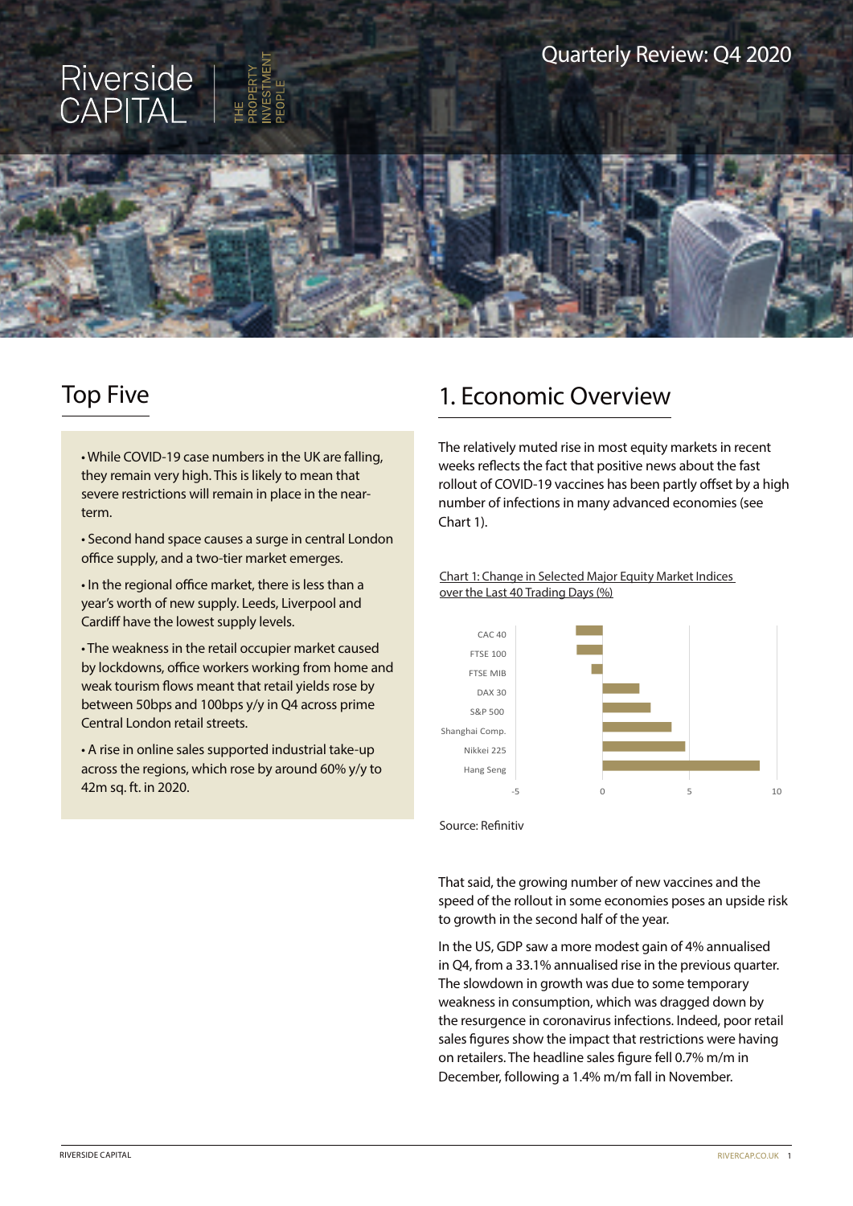# Riverside CAPITAL

THE PROPERTY INVESTMENT PEOPLE

Quarterly Review: Q4 2020

## Top Five

- While COVID-19 case numbers in the UK are falling, they remain very high. This is likely to mean that severe restrictions will remain in place in the near-term.
- Second hand space causes a surge in central London office supply, and a two-tier market emerges.
- In the regional office market, there is less than a year's worth of new supply. Leeds, Liverpool and Cardiff have the lowest supply levels.
- The weakness in the retail occupier market caused by lockdowns, office workers working from home and weak tourism flows meant that retail yields rose by between 50bps and 100bps y/y in Q4 across prime Central London retail streets.
- A rise in online sales supported industrial take-up across the regions, which rose by around 60% y/y to 42m sq. ft. in 2020.

## 1. Economic Overview

The relatively muted rise in most equity markets in recent weeks reflects the fact that positive news about the fast rollout of COVID-19 vaccines has been partly offset by a high number of infections in many advanced economies (see Chart 1).

Chart 1: Change in Selected Major Equity Market Indices over the Last 40 Trading Days (%)

CAC 40, FTSE 100, FTSE MIB, DAX 30, S&P 500, Shanghai Comp., Nikkei 225, Hang Seng

-5, 0, 5, 10

Source: Refinitiv

That said, the growing number of new vaccines and the speed of the rollout in some economies poses an upside risk to growth in the second half of the year.

In the US, GDP saw a more modest gain of 4% annualised in Q4, from a 33.1% annualised rise in the previous quarter. The slowdown in growth was due to some temporary weakness in consumption, which was dragged down by the resurgence in coronavirus infections. Indeed, poor retail sales figures show the impact that restrictions were having on retailers. The headline sales figure fell 0.7% m/m in December, following a 1.4% m/m fall in November.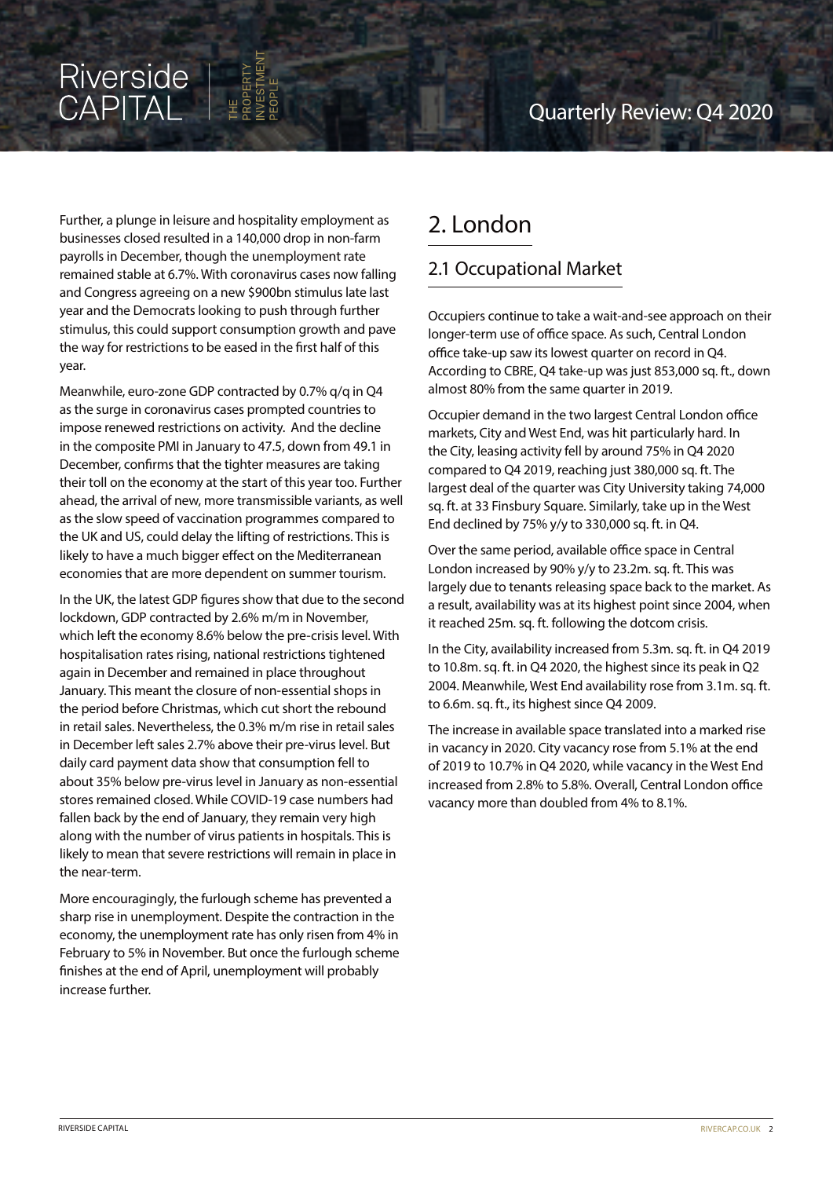Further, a plunge in leisure and hospitality employment as businesses closed resulted in a 140,000 drop in non-farm payrolls in December, though the unemployment rate remained stable at 6.7%. With coronavirus cases now falling and Congress agreeing on a new $900bn stimulus late last year and the Democrats looking to push through further stimulus, this could support consumption growth and pave the way for restrictions to be eased in the first half of this year.

Meanwhile, euro-zone GDP contracted by 0.7% q/q in Q4 as the surge in coronavirus cases prompted countries to impose renewed restrictions on activity. And the decline in the composite PMI in January to 47.5, down from 49.1 in December, confirms that the tighter measures are taking their toll on the economy at the start of this year too. Further ahead, the arrival of new, more transmissible variants, as well as the slow speed of vaccination programmes compared to the UK and US, could delay the lifting of restrictions. This is likely to have a much bigger effect on the Mediterranean economies that are more dependent on summer tourism.

In the UK, the latest GDP figures show that due to the second lockdown, GDP contracted by 2.6% m/m in November, which left the economy 8.6% below the pre-crisis level. With hospitalisation rates rising, national restrictions tightened again in December and remained in place throughout January. This meant the closure of non-essential shops in the period before Christmas, which cut short the rebound in retail sales. Nevertheless, the 0.3% m/m rise in retail sales in December left sales 2.7% above their pre-virus level. But daily card payment data show that consumption fell to about 35% below pre-virus level in January as non-essential stores remained closed. While COVID-19 case numbers had fallen back by the end of January, they remain very high along with the number of virus patients in hospitals. This is likely to mean that severe restrictions will remain in place in the near-term.

More encouragingly, the furlough scheme has prevented a sharp rise in unemployment. Despite the contraction in the economy, the unemployment rate has only risen from 4% in February to 5% in November. But once the furlough scheme finishes at the end of April, unemployment will probably increase further.

# 2. London

## 2.1 Occupational Market

Occupiers continue to take a wait-and-see approach on their longer-term use of office space. As such, Central London office take-up saw its lowest quarter on record in Q4. According to CBRE, Q4 take-up was just 853,000 sq. ft., down almost 80% from the same quarter in 2019.

Occupier demand in the two largest Central London office markets, City and West End, was hit particularly hard. In the City, leasing activity fell by around 75% in Q4 2020 compared to Q4 2019, reaching just 380,000 sq. ft. The largest deal of the quarter was City University taking 74,000 sq. ft. at 33 Finsbury Square. Similarly, take up in the West End declined by 75% y/y to 330,000 sq. ft. in Q4.

Over the same period, available office space in Central London increased by 90% y/y to 23.2m. sq. ft. This was largely due to tenants releasing space back to the market. As a result, availability was at its highest point since 2004, when it reached 25m. sq. ft. following the dotcom crisis.

In the City, availability increased from 5.3m. sq. ft. in Q4 2019 to 10.8m. sq. ft. in Q4 2020, the highest since its peak in Q2 2004. Meanwhile, West End availability rose from 3.1m. sq. ft. to 6.6m. sq. ft., its highest since Q4 2009.

The increase in available space translated into a marked rise in vacancy in 2020. City vacancy rose from 5.1% at the end of 2019 to 10.7% in Q4 2020, while vacancy in the West End increased from 2.8% to 5.8%. Overall, Central London office vacancy more than doubled from 4% to 8.1%.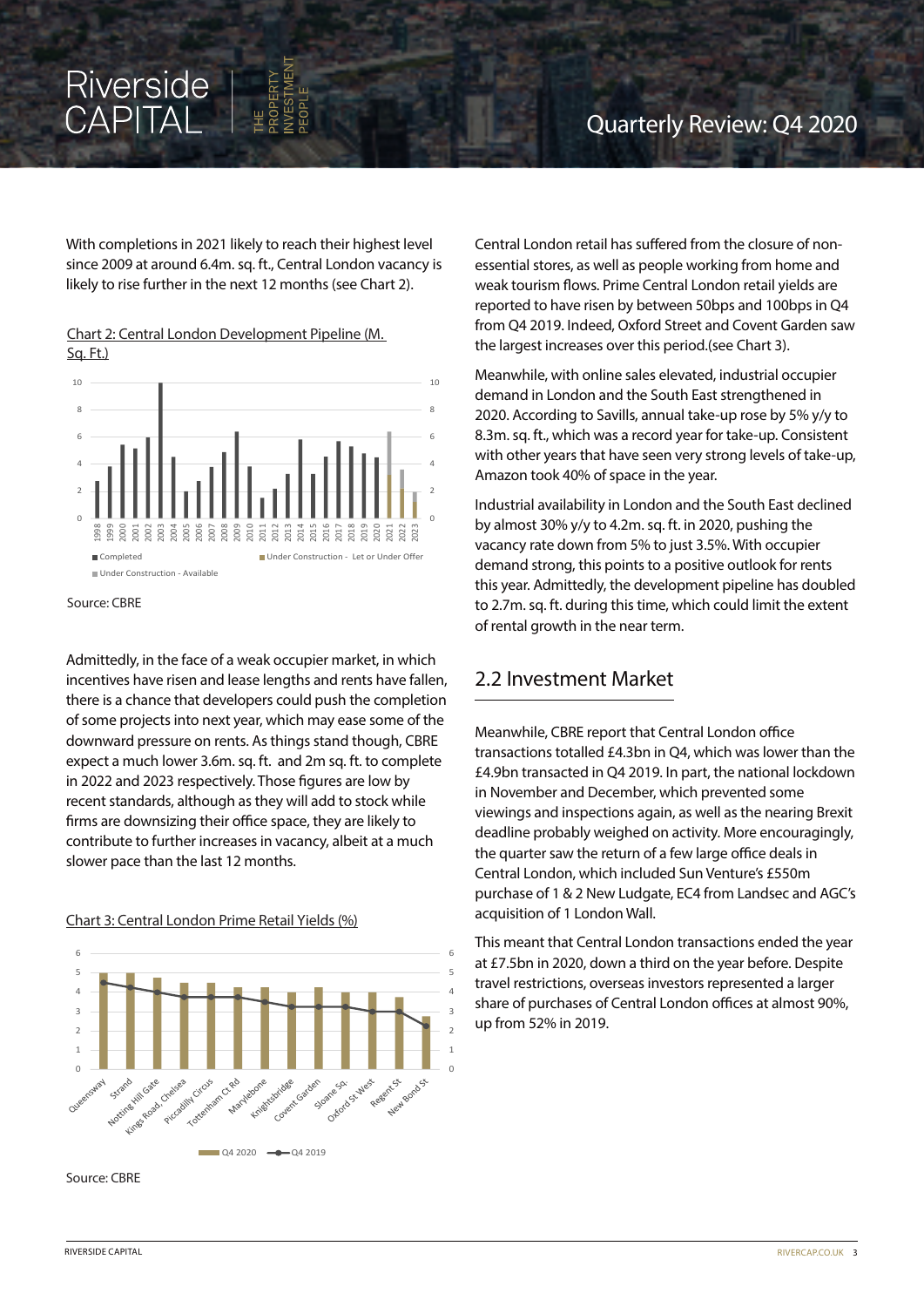With completions in 2021 likely to reach their highest level since 2009 at around 6.4m. sq. ft., Central London vacancy is likely to rise further in the next 12 months (see Chart 2).

Chart 2: Central London Development Pipeline (M. Sq. Ft.)

Source: CBRE

Admittedly, in the face of a weak occupier market, in which incentives have risen and lease lengths and rents have fallen, there is a chance that developers could push the completion of some projects into next year, which may ease some of the downward pressure on rents. As things stand though, CBRE expect a much lower 3.6m. sq. ft. and 2m sq. ft. to complete in 2022 and 2023 respectively. Those figures are low by recent standards, although as they will add to stock while firms are downsizing their office space, they are likely to contribute to further increases in vacancy, albeit at a much slower pace than the last 12 months.

Chart 3: Central London Prime Retail Yields (%)

Source: CBRE

Central London retail has suffered from the closure of non-essential stores, as well as people working from home and weak tourism flows. Prime Central London retail yields are reported to have risen by between 50bps and 100bps in Q4 from Q4 2019. Indeed, Oxford Street and Covent Garden saw the largest increases over this period.(see Chart 3).

Meanwhile, with online sales elevated, industrial occupier demand in London and the South East strengthened in 2020. According to Savills, annual take-up rose by 5% y/y to 8.3m. sq. ft., which was a record year for take-up. Consistent with other years that have seen very strong levels of take-up, Amazon took 40% of space in the year.

Industrial availability in London and the South East declined by almost 30% y/y to 4.2m. sq. ft. in 2020, pushing the vacancy rate down from 5% to just 3.5%. With occupier demand strong, this points to a positive outlook for rents this year. Admittedly, the development pipeline has doubled to 2.7m. sq. ft. during this time, which could limit the extent of rental growth in the near term.

## 2.2 Investment Market

Meanwhile, CBRE report that Central London office transactions totalled £4.3bn in Q4, which was lower than the £4.9bn transacted in Q4 2019. In part, the national lockdown in November and December, which prevented some viewings and inspections again, as well as the nearing Brexit deadline probably weighed on activity. More encouragingly, the quarter saw the return of a few large office deals in Central London, which included Sun Venture's £550m purchase of 1 & 2 New Ludgate, EC4 from Landsec and AGC's acquisition of 1 London Wall.

This meant that Central London transactions ended the year at £7.5bn in 2020, down a third on the year before. Despite travel restrictions, overseas investors represented a larger share of purchases of Central London offices at almost 90%, up from 52% in 2019.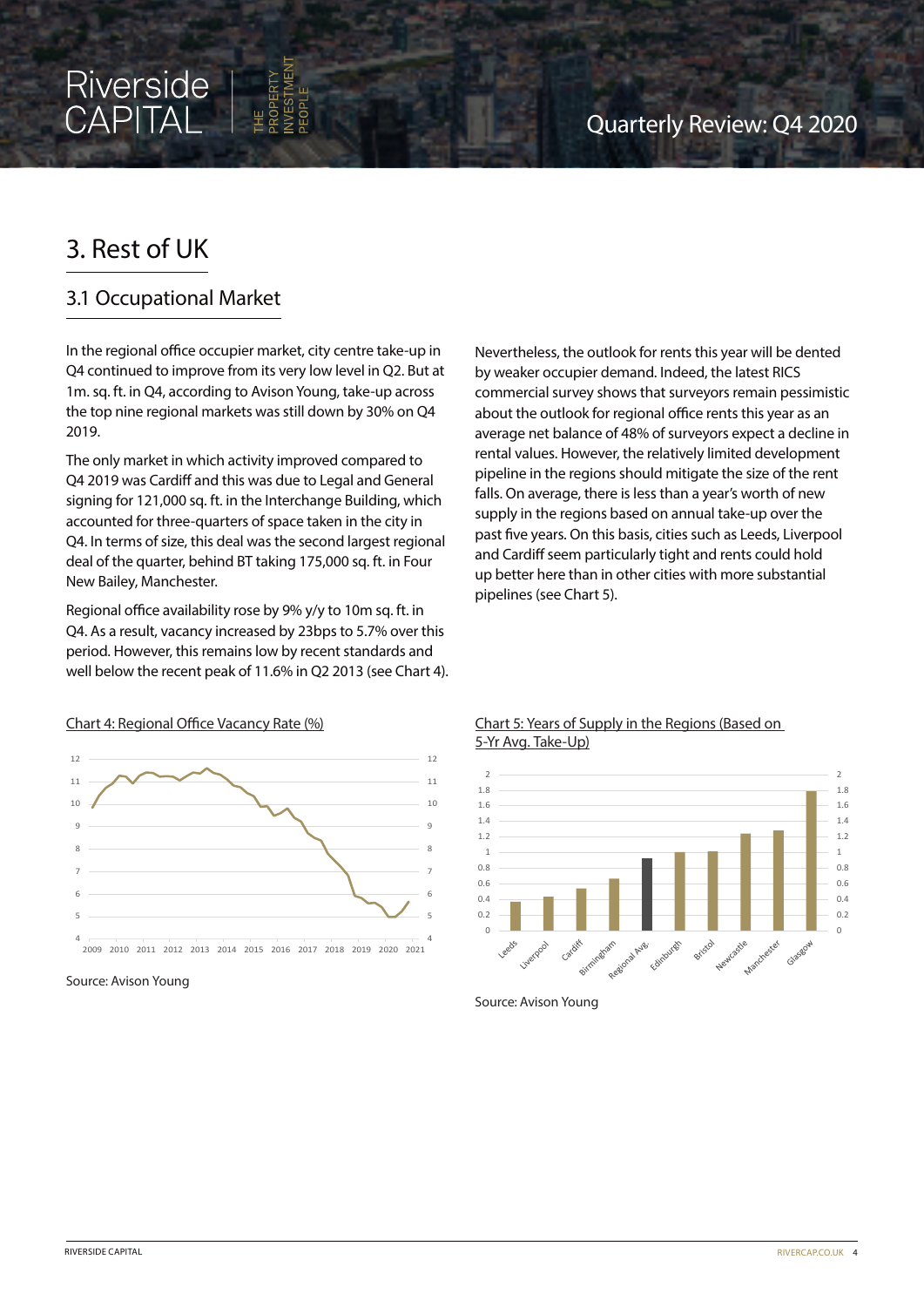# 3. Rest of UK

## 3.1 Occupational Market

In the regional office occupier market, city centre take-up in Q4 continued to improve from its very low level in Q2. But at 1m. sq. ft. in Q4, according to Avison Young, take-up across the top nine regional markets was still down by 30% on Q4 2019.

The only market in which activity improved compared to Q4 2019 was Cardiff and this was due to Legal and General signing for 121,000 sq. ft. in the Interchange Building, which accounted for three-quarters of space taken in the city in Q4. In terms of size, this deal was the second largest regional deal of the quarter, behind BT taking 175,000 sq. ft. in Four New Bailey, Manchester.

Regional office availability rose by 9% y/y to 10m sq. ft. in Q4. As a result, vacancy increased by 23bps to 5.7% over this period. However, this remains low by recent standards and well below the recent peak of 11.6% in Q2 2013 (see Chart 4).

Nevertheless, the outlook for rents this year will be dented by weaker occupier demand. Indeed, the latest RICS commercial survey shows that surveyors remain pessimistic about the outlook for regional office rents this year as an average net balance of 48% of surveyors expect a decline in rental values. However, the relatively limited development pipeline in the regions should mitigate the size of the rent falls. On average, there is less than a year's worth of new supply in the regions based on annual take-up over the past five years. On this basis, cities such as Leeds, Liverpool and Cardiff seem particularly tight and rents could hold up better here than in other cities with more substantial pipelines (see Chart 5).

Chart 4: Regional Office Vacancy Rate (%)

Source: Avison Young

Chart 5: Years of Supply in the Regions (Based on 5-Yr Avg. Take-Up)

Source: Avison Young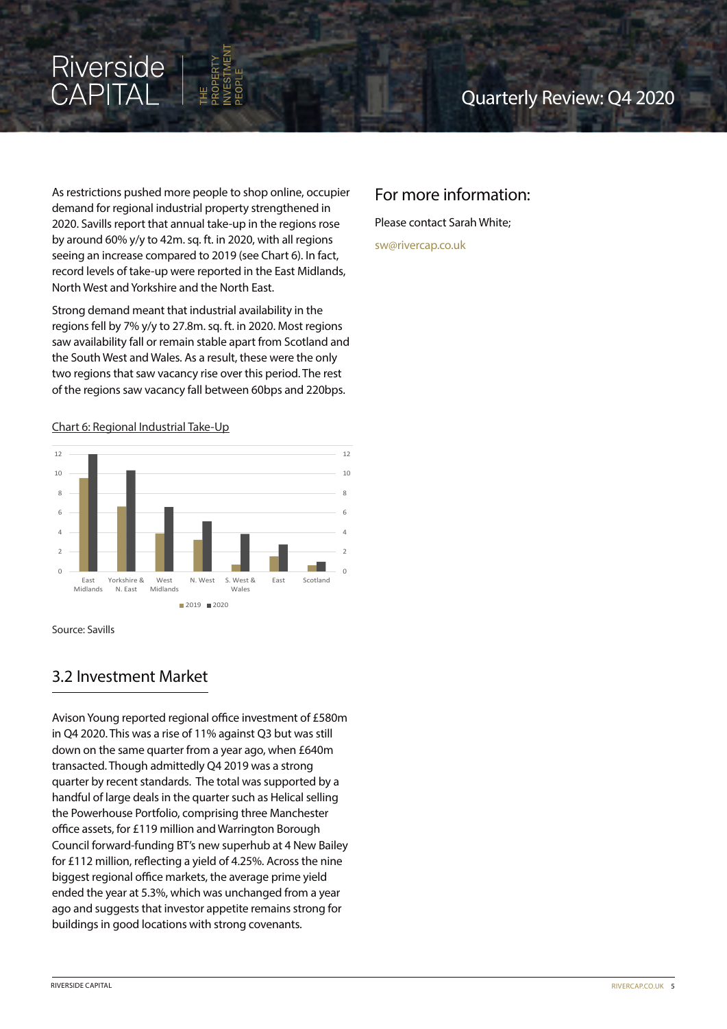As restrictions pushed more people to shop online, occupier demand for regional industrial property strengthened in 2020. Savills report that annual take-up in the regions rose by around 60% y/y to 42m. sq. ft. in 2020, with all regions seeing an increase compared to 2019 (see Chart 6). In fact, record levels of take-up were reported in the East Midlands, North West and Yorkshire and the North East.

Strong demand meant that industrial availability in the regions fell by 7% y/y to 27.8m. sq. ft. in 2020. Most regions saw availability fall or remain stable apart from Scotland and the South West and Wales. As a result, these were the only two regions that saw vacancy rise over this period. The rest of the regions saw vacancy fall between 60bps and 220bps.

Chart 6: Regional Industrial Take-Up

12
10
8
6
4
2
0

East Midlands
Yorkshire & N. East
West Midlands
N. West
S. West & Wales
East
Scotland

2019
2020

Source: Savills

## 3.2 Investment Market

Avison Young reported regional office investment of £580m in Q4 2020. This was a rise of 11% against Q3 but was still down on the same quarter from a year ago, when £640m transacted. Though admittedly Q4 2019 was a strong quarter by recent standards. The total was supported by a handful of large deals in the quarter such as Helical selling the Powerhouse Portfolio, comprising three Manchester office assets, for £119 million and Warrington Borough Council forward-funding BT's new superhub at 4 New Bailey for £112 million, reflecting a yield of 4.25%. Across the nine biggest regional office markets, the average prime yield ended the year at 5.3%, which was unchanged from a year ago and suggests that investor appetite remains strong for buildings in good locations with strong covenants.

## For more information:

Please contact Sarah White;

sw@rivercap.co.uk